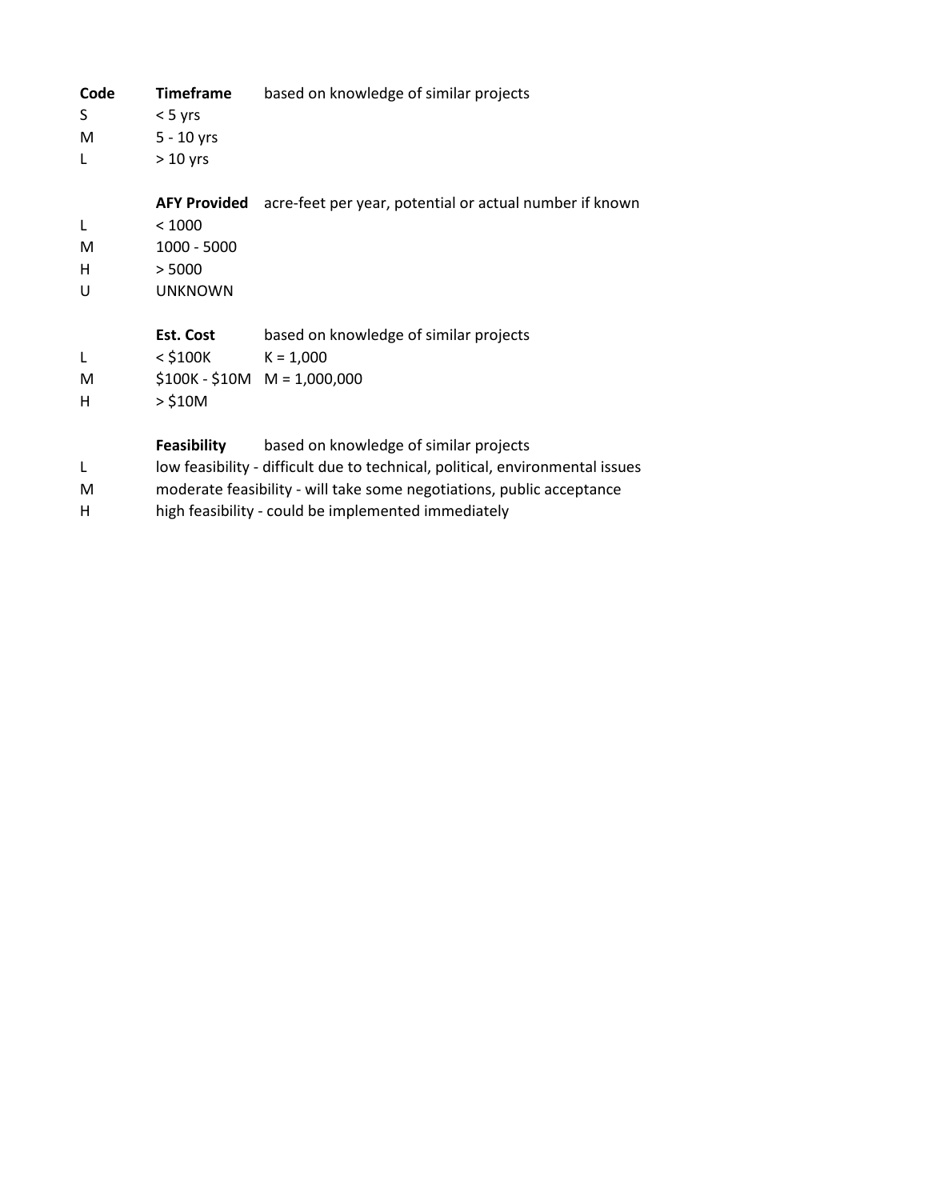| Code | Timeframe | based on knowledge of similar projects |
|---|---|---|
| S | < 5 yrs | |
| M | 5 - 10 yrs | |
| L | > 10 yrs | |
| | | |
| | **AFY Provided** | acre-feet per year, potential or actual number if known |
| L | < 1000 | |
| M | 1000 - 5000 | |
| H | > 5000 | |
| U | UNKNOWN | |
| | | |
| | **Est. Cost** | based on knowledge of similar projects |
| L | < $100K | K = 1,000 |
| M | $100K - $10M | M = 1,000,000 |
| H | > $10M | |
| | | |
| | **Feasibility** | based on knowledge of similar projects |
| L | low feasibility - difficult due to technical, political, environmental issues | |
| M | moderate feasibility - will take some negotiations, public acceptance | |
| H | high feasibility - could be implemented immediately | |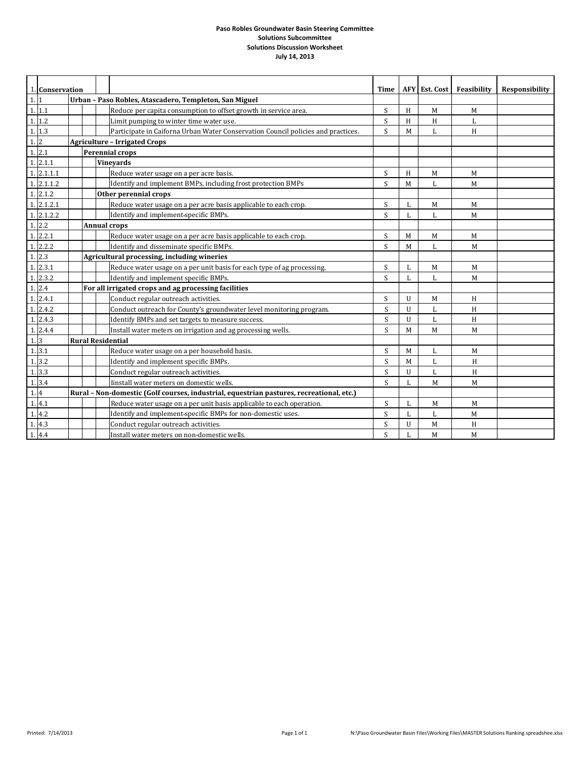**Paso Robles Groundwater Basin Steering Committee**
**Solutions Subcommittee**
**Solutions Discussion Worksheet**
**July 14, 2013**

| 1. | Conservation | | | | Time | AFY | Est. Cost | Feasibility | Responsibility |
|---|---|---|---|---|---|---|---|---|---|
| 1. | 1 | **Urban – Paso Robles, Atascadero, Templeton, San Miguel** | | | | | | | |
| 1. | 1.1 | | | Reduce per capita consumption to offset growth in service area. | S | H | M | M | |
| 1. | 1.2 | | | Limit pumping to winter time water use. | S | H | H | L | |
| 1. | 1.3 | | | Participate in Caiforna Urban Water Conservation Council policies and practices. | S | M | L | H | |
| 1. | 2 | **Agriculture – Irrigated Crops** | | | | | | | |
| 1. | 2.1 | | **Perennial crops** | | | | | | |
| 1. | 2.1.1 | | | **Vineyards** | | | | | |
| 1. | 2.1.1.1 | | | Reduce water usage on a per acre basis. | S | H | M | M | |
| 1. | 2.1.1.2 | | | Identify and implement BMPs, including frost protection BMPs | S | M | L | M | |
| 1. | 2.1.2 | | | **Other perennial crops** | | | | | |
| 1. | 2.1.2.1 | | | Reduce water usage on a per acre basis applicable to each crop. | S | L | M | M | |
| 1. | 2.1.2.2 | | | Identify and implement-specific BMPs. | S | L | L | M | |
| 1. | 2.2 | | **Annual crops** | | | | | | |
| 1. | 2.2.1 | | | Reduce water usage on a per acre basis applicable to each crop. | S | M | M | M | |
| 1. | 2.2.2 | | | Identify and disseminate specific BMPs. | S | M | L | M | |
| 1. | 2.3 | | **Agricultural processing, including wineries** | | | | | | |
| 1. | 2.3.1 | | | Reduce water usage on a per unit basis for each type of ag processing. | S | L | M | M | |
| 1. | 2.3.2 | | | Identify and implement specific BMPs. | S | L | L | M | |
| 1. | 2.4 | | **For all irrigated crops and ag processing facilities** | | | | | | |
| 1. | 2.4.1 | | | Conduct regular outreach activities. | S | U | M | H | |
| 1. | 2.4.2 | | | Conduct outreach for County's groundwater level monitoring program. | S | U | L | H | |
| 1. | 2.4.3 | | | Identify BMPs and set targets to measure success. | S | U | L | H | |
| 1. | 2.4.4 | | | Install water meters on irrigation and ag processing wells. | S | M | M | M | |
| 1. | 3 | **Rural Residential** | | | | | | | |
| 1. | 3.1 | | | Reduce water usage on a per household basis. | S | M | L | M | |
| 1. | 3.2 | | | Identify and implement specific BMPs. | S | M | L | H | |
| 1. | 3.3 | | | Conduct regular outreach activities. | S | U | L | H | |
| 1. | 3.4 | | | Iinstall water meters on domestic wells. | S | L | M | M | |
| 1. | 4 | **Rural – Non-domestic (Golf courses, industrial, equestrian pastures, recreational, etc.)** | | | | | | | |
| 1. | 4.1 | | | Reduce water usage on a per unit basis applicable to each operation. | S | L | M | M | |
| 1. | 4.2 | | | Identify and implement-specific BMPs for non-domestic uses. | S | L | L | M | |
| 1. | 4.3 | | | Conduct regular outreach activities. | S | U | M | H | |
| 1. | 4.4 | | | Install water meters on non-domestic wells. | S | L | M | M | |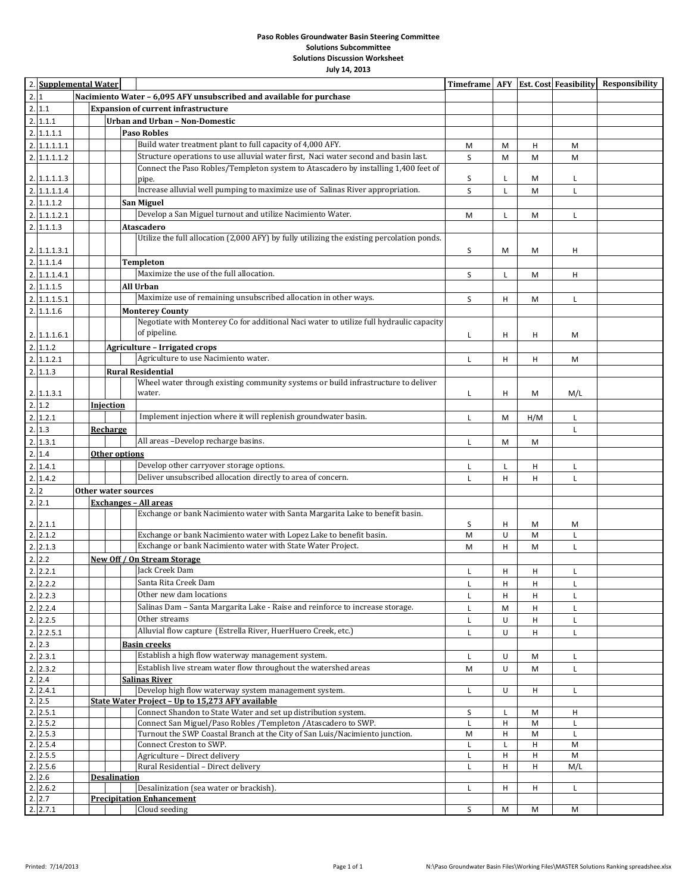**Paso Robles Groundwater Basin Steering Committee**
**Solutions Subcommittee**
**Solutions Discussion Worksheet**
**July 14, 2013**

| 2. | | Supplemental Water | Timeframe | AFY | Est. Cost | Feasibility | Responsibility |
|---|---|---|---|---|---|---|---|
| 2. | 1 | **Nacimiento Water – 6,095 AFY unsubscribed and available for purchase** | | | | | |
| 2. | 1.1 | **Expansion of current infrastructure** | | | | | |
| 2. | 1.1.1 | **Urban and Urban – Non-Domestic** | | | | | |
| 2. | 1.1.1.1 | **Paso Robles** | | | | | |
| 2. | 1.1.1.1.1 | Build water treatment plant to full capacity of 4,000 AFY. | M | M | H | M | |
| 2. | 1.1.1.1.2 | Structure operations to use alluvial water first, Naci water second and basin last. | S | M | M | M | |
| 2. | 1.1.1.1.3 | Connect the Paso Robles/Templeton system to Atascadero by installing 1,400 feet of pipe. | S | L | M | L | |
| 2. | 1.1.1.1.4 | Increase alluvial well pumping to maximize use of Salinas River appropriation. | S | L | M | L | |
| 2. | 1.1.1.2 | **San Miguel** | | | | | |
| 2. | 1.1.1.2.1 | Develop a San Miguel turnout and utilize Nacimiento Water. | M | L | M | L | |
| 2. | 1.1.1.3 | **Atascadero** | | | | | |
| 2. | 1.1.1.3.1 | Utilize the full allocation (2,000 AFY) by fully utilizing the existing percolation ponds. | S | M | M | H | |
| 2. | 1.1.1.4 | **Templeton** | | | | | |
| 2. | 1.1.1.4.1 | Maximize the use of the full allocation. | S | L | M | H | |
| 2. | 1.1.1.5 | **All Urban** | | | | | |
| 2. | 1.1.1.5.1 | Maximize use of remaining unsubscribed allocation in other ways. | S | H | M | L | |
| 2. | 1.1.1.6 | **Monterey County** | | | | | |
| 2. | 1.1.1.6.1 | Negotiate with Monterey Co for additional Naci water to utilize full hydraulic capacity of pipeline. | L | H | H | M | |
| 2. | 1.1.2 | **Agriculture – Irrigated crops** | | | | | |
| 2. | 1.1.2.1 | Agriculture to use Nacimiento water. | L | H | H | M | |
| 2. | 1.1.3 | **Rural Residential** | | | | | |
| 2. | 1.1.3.1 | Wheel water through existing community systems or build infrastructure to deliver water. | L | H | M | M/L | |
| 2. | 1.2 | **Injection** | | | | | |
| 2. | 1.2.1 | Implement injection where it will replenish groundwater basin. | L | M | H/M | L | |
| 2. | 1.3 | **Recharge** | | | | L | |
| 2. | 1.3.1 | All areas –Develop recharge basins. | L | M | M | | |
| 2. | 1.4 | **Other options** | | | | | |
| 2. | 1.4.1 | Develop other carryover storage options. | L | L | H | L | |
| 2. | 1.4.2 | Deliver unsubscribed allocation directly to area of concern. | L | H | H | L | |
| 2. | 2 | **Other water sources** | | | | | |
| 2. | 2.1 | **Exchanges – All areas** | | | | | |
| 2. | 2.1.1 | Exchange or bank Nacimiento water with Santa Margarita Lake to benefit basin. | S | H | M | M | |
| 2. | 2.1.2 | Exchange or bank Nacimiento water with Lopez Lake to benefit basin. | M | U | M | L | |
| 2. | 2.1.3 | Exchange or bank Nacimiento water with State Water Project. | M | H | M | L | |
| 2. | 2.2 | **New Off / On Stream Storage** | | | | | |
| 2. | 2.2.1 | Jack Creek Dam | L | H | H | L | |
| 2. | 2.2.2 | Santa Rita Creek Dam | L | H | H | L | |
| 2. | 2.2.3 | Other new dam locations | L | H | H | L | |
| 2. | 2.2.4 | Salinas Dam – Santa Margarita Lake - Raise and reinforce to increase storage. | L | M | H | L | |
| 2. | 2.2.5 | Other streams | L | U | H | L | |
| 2. | 2.2.5.1 | Alluvial flow capture (Estrella River, HuerHuero Creek, etc.) | L | U | H | L | |
| 2. | 2.3 | **Basin creeks** | | | | | |
| 2. | 2.3.1 | Establish a high flow waterway management system. | L | U | M | L | |
| 2. | 2.3.2 | Establish live stream water flow throughout the watershed areas | M | U | M | L | |
| 2. | 2.4 | **Salinas River** | | | | | |
| 2. | 2.4.1 | Develop high flow waterway system management system. | L | U | H | L | |
| 2. | 2.5 | **State Water Project – Up to 15,273 AFY available** | | | | | |
| 2. | 2.5.1 | Connect Shandon to State Water and set up distribution system. | S | L | M | H | |
| 2. | 2.5.2 | Connect San Miguel/Paso Robles /Templeton /Atascadero to SWP. | L | H | M | L | |
| 2. | 2.5.3 | Turnout the SWP Coastal Branch at the City of San Luis/Nacimiento junction. | M | H | M | L | |
| 2. | 2.5.4 | Connect Creston to SWP. | L | L | H | M | |
| 2. | 2.5.5 | Agriculture – Direct delivery | L | H | H | M | |
| 2. | 2.5.6 | Rural Residential – Direct delivery | L | H | H | M/L | |
| 2. | 2.6 | **Desalination** | | | | | |
| 2. | 2.6.2 | Desalinization (sea water or brackish). | L | H | H | L | |
| 2. | 2.7 | **Precipitation Enhancement** | | | | | |
| 2. | 2.7.1 | Cloud seeding | S | M | M | M | |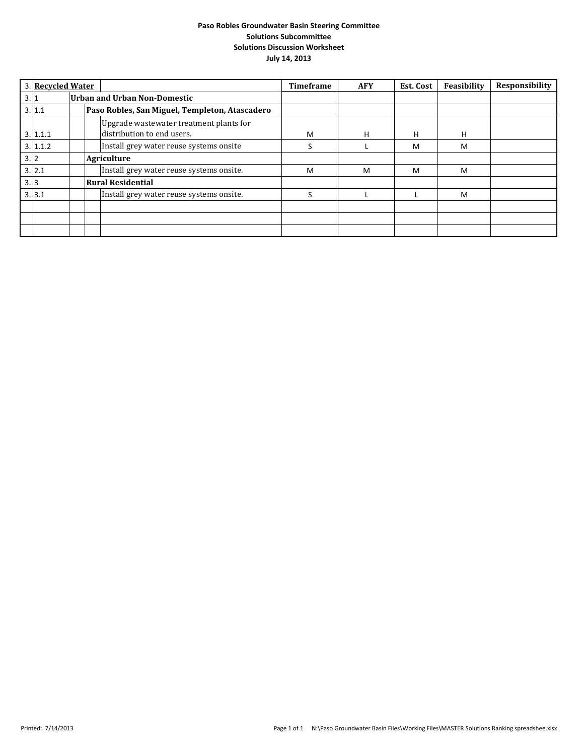**Paso Robles Groundwater Basin Steering Committee**
**Solutions Subcommittee**
**Solutions Discussion Worksheet**
**July 14, 2013**

| 3. | **Recycled Water** | | | | Timeframe | AFY | Est. Cost | Feasibility | Responsibility |
|---|---|---|---|---|---|---|---|---|---|
| 3. | 1 | **Urban and Urban Non-Domestic** | | | | | | | |
| 3. | 1.1 | | **Paso Robles, San Miguel, Templeton, Atascadero** | | | | | | |
| 3. | 1.1.1 | | | Upgrade wastewater treatment plants for distribution to end users. | M | H | H | H | |
| 3. | 1.1.2 | | | Install grey water reuse systems onsite | S | L | M | M | |
| 3. | 2 | | **Agriculture** | | | | | | |
| 3. | 2.1 | | | Install grey water reuse systems onsite. | M | M | M | M | |
| 3. | 3 | | **Rural Residential** | | | | | | |
| 3. | 3.1 | | | Install grey water reuse systems onsite. | S | L | L | M | |
| | | | | | | | | | |
| | | | | | | | | | |
| | | | | | | | | | |

Printed: 7/14/2013 N:\Paso Groundwater Basin Files\Working Files\MASTER Solutions Ranking spreadshee.xlsx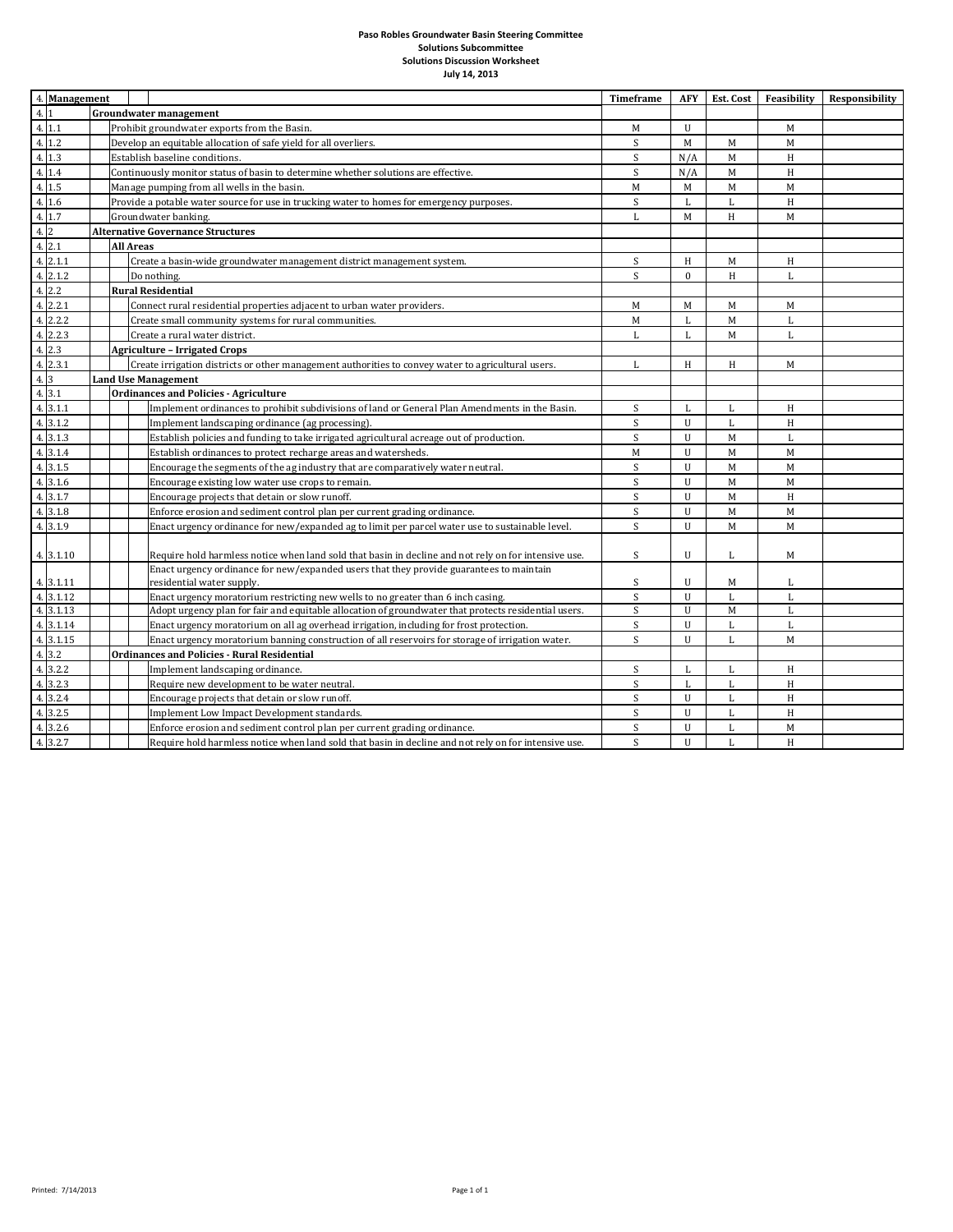**Paso Robles Groundwater Basin Steering Committee**
**Solutions Subcommittee**
**Solutions Discussion Worksheet**
**July 14, 2013**

| 4. | Management | | Timeframe | AFY | Est. Cost | Feasibility | Responsibility |
|---|---|---|---|---|---|---|---|
| 4. | 1 | **Groundwater management** | | | | | |
| 4. | 1.1 | Prohibit groundwater exports from the Basin. | M | U | | M | |
| 4. | 1.2 | Develop an equitable allocation of safe yield for all overliers. | S | M | M | M | |
| 4. | 1.3 | Establish baseline conditions. | S | N/A | M | H | |
| 4. | 1.4 | Continuously monitor status of basin to determine whether solutions are effective. | S | N/A | M | H | |
| 4. | 1.5 | Manage pumping from all wells in the basin. | M | M | M | M | |
| 4. | 1.6 | Provide a potable water source for use in trucking water to homes for emergency purposes. | S | L | L | H | |
| 4. | 1.7 | Groundwater banking. | L | M | H | M | |
| 4. | 2 | **Alternative Governance Structures** | | | | | |
| 4. | 2.1 | **All Areas** | | | | | |
| 4. | 2.1.1 | Create a basin-wide groundwater management district management system. | S | H | M | H | |
| 4. | 2.1.2 | Do nothing. | S | 0 | H | L | |
| 4. | 2.2 | **Rural Residential** | | | | | |
| 4. | 2.2.1 | Connect rural residential properties adjacent to urban water providers. | M | M | M | M | |
| 4. | 2.2.2 | Create small community systems for rural communities. | M | L | M | L | |
| 4. | 2.2.3 | Create a rural water district. | L | L | M | L | |
| 4. | 2.3 | **Agriculture – Irrigated Crops** | | | | | |
| 4. | 2.3.1 | Create irrigation districts or other management authorities to convey water to agricultural users. | L | H | H | M | |
| 4. | 3 | **Land Use Management** | | | | | |
| 4. | 3.1 | **Ordinances and Policies - Agriculture** | | | | | |
| 4. | 3.1.1 | Implement ordinances to prohibit subdivisions of land or General Plan Amendments in the Basin. | S | L | L | H | |
| 4. | 3.1.2 | Implement landscaping ordinance (ag processing). | S | U | L | H | |
| 4. | 3.1.3 | Establish policies and funding to take irrigated agricultural acreage out of production. | S | U | M | L | |
| 4. | 3.1.4 | Establish ordinances to protect recharge areas and watersheds. | M | U | M | M | |
| 4. | 3.1.5 | Encourage the segments of the ag industry that are comparatively water neutral. | S | U | M | M | |
| 4. | 3.1.6 | Encourage existing low water use crops to remain. | S | U | M | M | |
| 4. | 3.1.7 | Encourage projects that detain or slow runoff. | S | U | M | H | |
| 4. | 3.1.8 | Enforce erosion and sediment control plan per current grading ordinance. | S | U | M | M | |
| 4. | 3.1.9 | Enact urgency ordinance for new/expanded ag to limit per parcel water use to sustainable level. | S | U | M | M | |
| 4. | 3.1.10 | Require hold harmless notice when land sold that basin in decline and not rely on for intensive use. | S | U | L | M | |
| 4. | 3.1.11 | Enact urgency ordinance for new/expanded users that they provide guarantees to maintain residential water supply. | S | U | M | L | |
| 4. | 3.1.12 | Enact urgency moratorium restricting new wells to no greater than 6 inch casing. | S | U | L | L | |
| 4. | 3.1.13 | Adopt urgency plan for fair and equitable allocation of groundwater that protects residential users. | S | U | M | L | |
| 4. | 3.1.14 | Enact urgency moratorium on all ag overhead irrigation, including for frost protection. | S | U | L | L | |
| 4. | 3.1.15 | Enact urgency moratorium banning construction of all reservoirs for storage of irrigation water. | S | U | L | M | |
| 4. | 3.2 | **Ordinances and Policies - Rural Residential** | | | | | |
| 4. | 3.2.2 | Implement landscaping ordinance. | S | L | L | H | |
| 4. | 3.2.3 | Require new development to be water neutral. | S | L | L | H | |
| 4. | 3.2.4 | Encourage projects that detain or slow runoff. | S | U | L | H | |
| 4. | 3.2.5 | Implement Low Impact Development standards. | S | U | L | H | |
| 4. | 3.2.6 | Enforce erosion and sediment control plan per current grading ordinance. | S | U | L | M | |
| 4. | 3.2.7 | Require hold harmless notice when land sold that basin in decline and not rely on for intensive use. | S | U | L | H | |